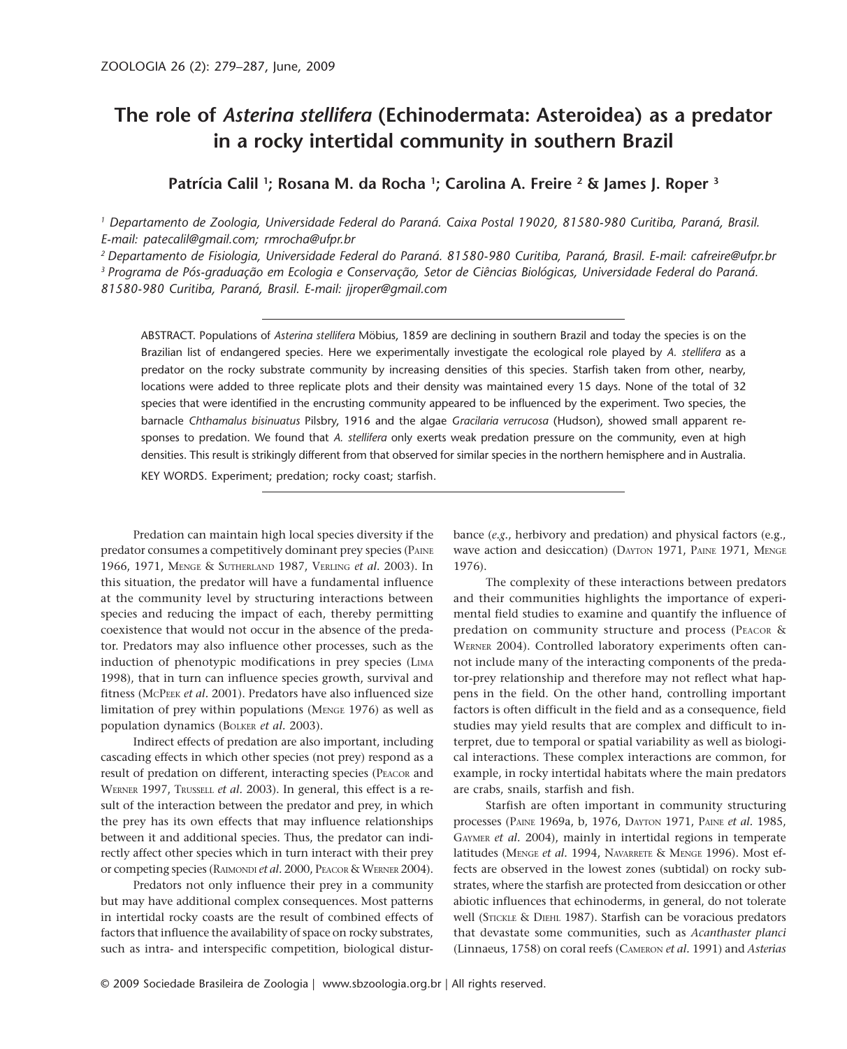# The role of *Asterina stellifera* (Echinodermata: Asteroidea) as a predator in a rocky intertidal community in southern Brazil

**Patrícia Calil [1]; Rosana M. da Rocha [1]; Carolina A. Freire [2] & James J. Roper [3]**

*[1] Departamento de Zoologia, Universidade Federal do Paraná. Caixa Postal 19020, 81580-980 Curitiba, Paraná, Brasil. E-mail: patecalil@gmail.com; rmrocha@ufpr.br*

*[2] Departamento de Fisiologia, Universidade Federal do Paraná. 81580-980 Curitiba, Paraná, Brasil. E-mail: cafreire@ufpr.br*

*[3] Programa de Pós-graduação em Ecologia e Conservação, Setor de Ciências Biológicas, Universidade Federal do Paraná. 81580-980 Curitiba, Paraná, Brasil. E-mail: jjroper@gmail.com*

ABSTRACT. Populations of *Asterina stellifera* Möbius, 1859 are declining in southern Brazil and today the species is on the Brazilian list of endangered species. Here we experimentally investigate the ecological role played by *A. stellifera* as a predator on the rocky substrate community by increasing densities of this species. Starfish taken from other, nearby, locations were added to three replicate plots and their density was maintained every 15 days. None of the total of 32 species that were identified in the encrusting community appeared to be influenced by the experiment. Two species, the barnacle *Chthamalus bisinuatus* Pilsbry, 1916 and the algae *Gracilaria verrucosa* (Hudson), showed small apparent responses to predation. We found that *A. stellifera* only exerts weak predation pressure on the community, even at high densities. This result is strikingly different from that observed for similar species in the northern hemisphere and in Australia.

KEY WORDS. Experiment; predation; rocky coast; starfish.

Predation can maintain high local species diversity if the predator consumes a competitively dominant prey species (Paine 1966, 1971, Menge & Sutherland 1987, Verling *et al*. 2003). In this situation, the predator will have a fundamental influence at the community level by structuring interactions between species and reducing the impact of each, thereby permitting coexistence that would not occur in the absence of the predator. Predators may also influence other processes, such as the induction of phenotypic modifications in prey species (Lima 1998), that in turn can influence species growth, survival and fitness (McPeek *et al*. 2001). Predators have also influenced size limitation of prey within populations (Menge 1976) as well as population dynamics (Bolker *et al*. 2003).

Indirect effects of predation are also important, including cascading effects in which other species (not prey) respond as a result of predation on different, interacting species (Peacor and Werner 1997, Trussell *et al*. 2003). In general, this effect is a result of the interaction between the predator and prey, in which the prey has its own effects that may influence relationships between it and additional species. Thus, the predator can indirectly affect other species which in turn interact with their prey or competing species (Raimondi *et al*. 2000, Peacor & Werner 2004).

Predators not only influence their prey in a community but may have additional complex consequences. Most patterns in intertidal rocky coasts are the result of combined effects of factors that influence the availability of space on rocky substrates, such as intra- and interspecific competition, biological disturbance (*e.g.*, herbivory and predation) and physical factors (e.g., wave action and desiccation) (Dayton 1971, Paine 1971, Menge 1976).

The complexity of these interactions between predators and their communities highlights the importance of experimental field studies to examine and quantify the influence of predation on community structure and process (Peacor & Werner 2004). Controlled laboratory experiments often cannot include many of the interacting components of the predator-prey relationship and therefore may not reflect what happens in the field. On the other hand, controlling important factors is often difficult in the field and as a consequence, field studies may yield results that are complex and difficult to interpret, due to temporal or spatial variability as well as biological interactions. These complex interactions are common, for example, in rocky intertidal habitats where the main predators are crabs, snails, starfish and fish.

Starfish are often important in community structuring processes (Paine 1969a, b, 1976, Dayton 1971, Paine *et al*. 1985, Gaymer *et al*. 2004), mainly in intertidal regions in temperate latitudes (Menge *et al*. 1994, Navarrete & Menge 1996). Most effects are observed in the lowest zones (subtidal) on rocky substrates, where the starfish are protected from desiccation or other abiotic influences that echinoderms, in general, do not tolerate well (Stickle & Diehl 1987). Starfish can be voracious predators that devastate some communities, such as *Acanthaster planci* (Linnaeus, 1758) on coral reefs (Cameron *et al*. 1991) and *Asterias*

© 2009 Sociedade Brasileira de Zoologia | www.sbzoologia.org.br | All rights reserved.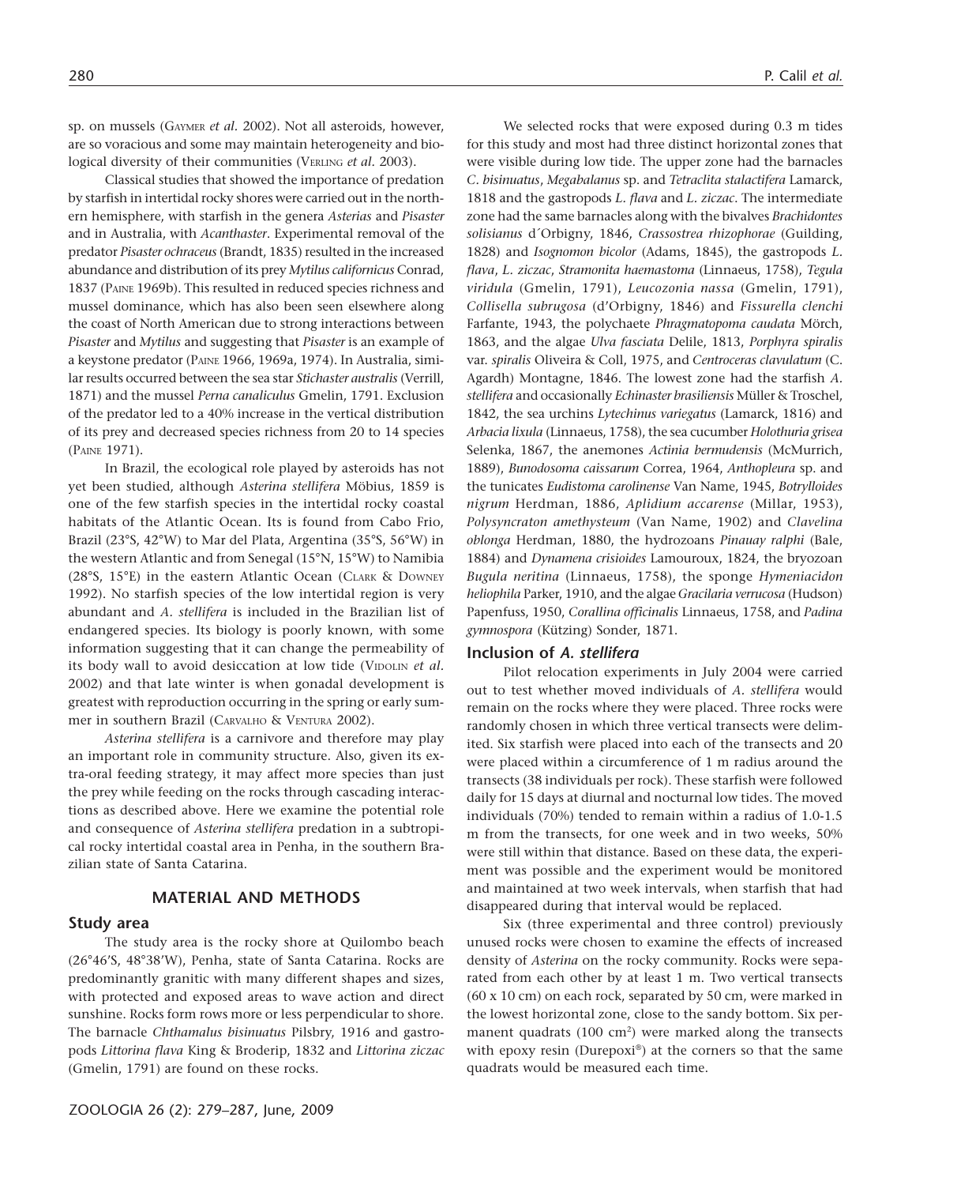sp. on mussels (GAYMER *et al.* 2002). Not all asteroids, however, are so voracious and some may maintain heterogeneity and biological diversity of their communities (VERLING *et al.* 2003).

Classical studies that showed the importance of predation by starfish in intertidal rocky shores were carried out in the northern hemisphere, with starfish in the genera *Asterias* and *Pisaster* and in Australia, with *Acanthaster*. Experimental removal of the predator *Pisaster ochraceus* (Brandt, 1835) resulted in the increased abundance and distribution of its prey *Mytilus californicus* Conrad, 1837 (PAINE 1969b). This resulted in reduced species richness and mussel dominance, which has also been seen elsewhere along the coast of North American due to strong interactions between *Pisaster* and *Mytilus* and suggesting that *Pisaster* is an example of a keystone predator (PAINE 1966, 1969a, 1974). In Australia, similar results occurred between the sea star *Stichaster australis* (Verrill, 1871) and the mussel *Perna canaliculus* Gmelin, 1791. Exclusion of the predator led to a 40% increase in the vertical distribution of its prey and decreased species richness from 20 to 14 species (PAINE 1971).

In Brazil, the ecological role played by asteroids has not yet been studied, although *Asterina stellifera* Möbius, 1859 is one of the few starfish species in the intertidal rocky coastal habitats of the Atlantic Ocean. Its is found from Cabo Frio, Brazil (23°S, 42°W) to Mar del Plata, Argentina (35°S, 56°W) in the western Atlantic and from Senegal (15°N, 15°W) to Namibia (28°S, 15°E) in the eastern Atlantic Ocean (CLARK & DOWNEY 1992). No starfish species of the low intertidal region is very abundant and *A. stellifera* is included in the Brazilian list of endangered species. Its biology is poorly known, with some information suggesting that it can change the permeability of its body wall to avoid desiccation at low tide (VIDOLIN *et al.* 2002) and that late winter is when gonadal development is greatest with reproduction occurring in the spring or early summer in southern Brazil (CARVALHO & VENTURA 2002).

*Asterina stellifera* is a carnivore and therefore may play an important role in community structure. Also, given its extra-oral feeding strategy, it may affect more species than just the prey while feeding on the rocks through cascading interactions as described above. Here we examine the potential role and consequence of *Asterina stellifera* predation in a subtropical rocky intertidal coastal area in Penha, in the southern Brazilian state of Santa Catarina.

## MATERIAL AND METHODS

### Study area

The study area is the rocky shore at Quilombo beach (26°46'S, 48°38'W), Penha, state of Santa Catarina. Rocks are predominantly granitic with many different shapes and sizes, with protected and exposed areas to wave action and direct sunshine. Rocks form rows more or less perpendicular to shore. The barnacle *Chthamalus bisinuatus* Pilsbry, 1916 and gastropods *Littorina flava* King & Broderip, 1832 and *Littorina ziczac* (Gmelin, 1791) are found on these rocks.

We selected rocks that were exposed during 0.3 m tides for this study and most had three distinct horizontal zones that were visible during low tide. The upper zone had the barnacles *C. bisinuatus*, *Megabalanus* sp. and *Tetraclita stalactifera* Lamarck, 1818 and the gastropods *L. flava* and *L. ziczac*. The intermediate zone had the same barnacles along with the bivalves *Brachidontes solisianus* d´Orbigny, 1846, *Crassostrea rhizophorae* (Guilding, 1828) and *Isognomon bicolor* (Adams, 1845), the gastropods *L. flava*, *L. ziczac*, *Stramonita haemastoma* (Linnaeus, 1758), *Tegula viridula* (Gmelin, 1791), *Leucozonia nassa* (Gmelin, 1791), *Collisella subrugosa* (d'Orbigny, 1846) and *Fissurella clenchi* Farfante, 1943, the polychaete *Phragmatopoma caudata* Mörch, 1863, and the algae *Ulva fasciata* Delile, 1813, *Porphyra spiralis* var. *spiralis* Oliveira & Coll, 1975, and *Centroceras clavulatum* (C. Agardh) Montagne, 1846. The lowest zone had the starfish *A. stellifera* and occasionally *Echinaster brasiliensis* Müller & Troschel, 1842, the sea urchins *Lytechinus variegatus* (Lamarck, 1816) and *Arbacia lixula* (Linnaeus, 1758), the sea cucumber *Holothuria grisea* Selenka, 1867, the anemones *Actinia bermudensis* (McMurrich, 1889), *Bunodosoma caissarum* Correa, 1964, *Anthopleura* sp. and the tunicates *Eudistoma carolinense* Van Name, 1945, *Botrylloides nigrum* Herdman, 1886, *Aplidium accarense* (Millar, 1953), *Polysyncraton amethysteum* (Van Name, 1902) and *Clavelina oblonga* Herdman, 1880, the hydrozoans *Pinauay ralphi* (Bale, 1884) and *Dynamena crisioides* Lamouroux, 1824, the bryozoan *Bugula neritina* (Linnaeus, 1758), the sponge *Hymeniacidon heliophila* Parker, 1910, and the algae *Gracilaria verrucosa* (Hudson) Papenfuss, 1950, *Corallina officinalis* Linnaeus, 1758, and *Padina gymnospora* (Kützing) Sonder, 1871.

### Inclusion of *A. stellifera*

Pilot relocation experiments in July 2004 were carried out to test whether moved individuals of *A. stellifera* would remain on the rocks where they were placed. Three rocks were randomly chosen in which three vertical transects were delimited. Six starfish were placed into each of the transects and 20 were placed within a circumference of 1 m radius around the transects (38 individuals per rock). These starfish were followed daily for 15 days at diurnal and nocturnal low tides. The moved individuals (70%) tended to remain within a radius of 1.0-1.5 m from the transects, for one week and in two weeks, 50% were still within that distance. Based on these data, the experiment was possible and the experiment would be monitored and maintained at two week intervals, when starfish that had disappeared during that interval would be replaced.

Six (three experimental and three control) previously unused rocks were chosen to examine the effects of increased density of *Asterina* on the rocky community. Rocks were separated from each other by at least 1 m. Two vertical transects (60 x 10 cm) on each rock, separated by 50 cm, were marked in the lowest horizontal zone, close to the sandy bottom. Six permanent quadrats (100 $cm^2$) were marked along the transects with epoxy resin (Durepoxi®) at the corners so that the same quadrats would be measured each time.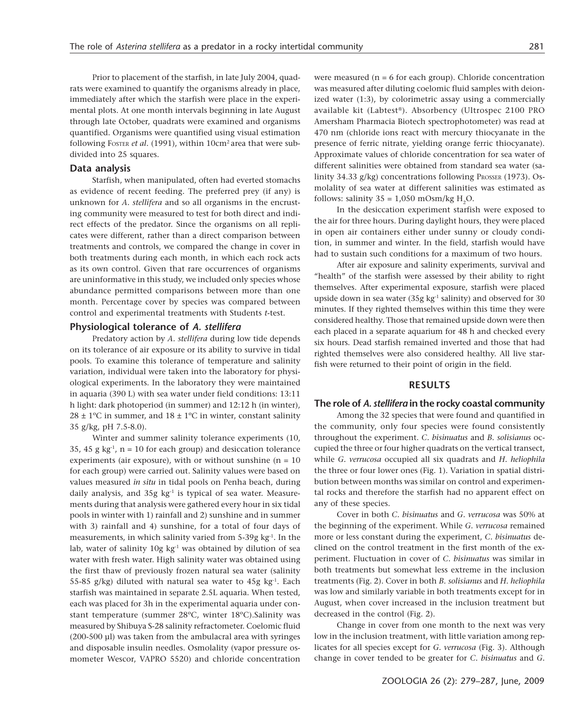Prior to placement of the starfish, in late July 2004, quadrats were examined to quantify the organisms already in place, immediately after which the starfish were place in the experimental plots. At one month intervals beginning in late August through late October, quadrats were examined and organisms quantified. Organisms were quantified using visual estimation following Foster *et al*. (1991), within $10 cm^2$ area that were subdivided into 25 squares.

### Data analysis

Starfish, when manipulated, often had everted stomachs as evidence of recent feeding. The preferred prey (if any) is unknown for *A. stellifera* and so all organisms in the encrusting community were measured to test for both direct and indirect effects of the predator. Since the organisms on all replicates were different, rather than a direct comparison between treatments and controls, we compared the change in cover in both treatments during each month, in which each rock acts as its own control. Given that rare occurrences of organisms are uninformative in this study, we included only species whose abundance permitted comparisons between more than one month. Percentage cover by species was compared between control and experimental treatments with Students *t*-test.

### Physiological tolerance of *A. stellifera*

Predatory action by *A. stellifera* during low tide depends on its tolerance of air exposure or its ability to survive in tidal pools. To examine this tolerance of temperature and salinity variation, individual were taken into the laboratory for physiological experiments. In the laboratory they were maintained in aquaria (390 L) with sea water under field conditions: 13:11 h light: dark photoperiod (in summer) and 12:12 h (in winter), $28 \pm 1$ºC in summer, and $18 \pm 1$ºC in winter, constant salinity 35 g/kg, pH 7.5-8.0).

Winter and summer salinity tolerance experiments (10, 35, 45 g $kg^{-1}$, n = 10 for each group) and desiccation tolerance experiments (air exposure), with or without sunshine (n = 10 for each group) were carried out. Salinity values were based on values measured *in situ* in tidal pools on Penha beach, during daily analysis, and 35g $kg^{-1}$ is typical of sea water. Measurements during that analysis were gathered every hour in six tidal pools in winter with 1) rainfall and 2) sunshine and in summer with 3) rainfall and 4) sunshine, for a total of four days of measurements, in which salinity varied from 5-39g $kg^{-1}$. In the lab, water of salinity 10g $kg^{-1}$ was obtained by dilution of sea water with fresh water. High salinity water was obtained using the first thaw of previously frozen natural sea water (salinity 55-85 g/kg) diluted with natural sea water to 45g $kg^{-1}$. Each starfish was maintained in separate 2.5L aquaria. When tested, each was placed for 3h in the experimental aquaria under constant temperature (summer 28ºC, winter 18ºC).Salinity was measured by Shibuya S-28 salinity refractometer. Coelomic fluid (200-500 µl) was taken from the ambulacral area with syringes and disposable insulin needles. Osmolality (vapor pressure osmometer Wescor, VAPRO 5520) and chloride concentration were measured (n = 6 for each group). Chloride concentration was measured after diluting coelomic fluid samples with deionized water (1:3), by colorimetric assay using a commercially available kit (Labtest®). Absorbency (Ultrospec 2100 PRO Amersham Pharmacia Biotech spectrophotometer) was read at 470 nm (chloride ions react with mercury thiocyanate in the presence of ferric nitrate, yielding orange ferric thiocyanate). Approximate values of chloride concentration for sea water of different salinities were obtained from standard sea water (salinity 34.33 g/kg) concentrations following Prosser (1973). Osmolality of sea water at different salinities was estimated as follows: salinity 35 = 1,050 mOsm/kg $H_2O$.

In the desiccation experiment starfish were exposed to the air for three hours. During daylight hours, they were placed in open air containers either under sunny or cloudy condition, in summer and winter. In the field, starfish would have had to sustain such conditions for a maximum of two hours.

After air exposure and salinity experiments, survival and "health" of the starfish were assessed by their ability to right themselves. After experimental exposure, starfish were placed upside down in sea water (35g $kg^{-1}$ salinity) and observed for 30 minutes. If they righted themselves within this time they were considered healthy. Those that remained upside down were then each placed in a separate aquarium for 48 h and checked every six hours. Dead starfish remained inverted and those that had righted themselves were also considered healthy. All live starfish were returned to their point of origin in the field.

## RESULTS

### The role of *A. stellifera* in the rocky coastal community

Among the 32 species that were found and quantified in the community, only four species were found consistently throughout the experiment. *C. bisinuatus* and *B. solisianus* occupied the three or four higher quadrats on the vertical transect, while *G. verrucosa* occupied all six quadrats and *H. heliophila* the three or four lower ones (Fig. 1). Variation in spatial distribution between months was similar on control and experimental rocks and therefore the starfish had no apparent effect on any of these species.

Cover in both *C. bisinuatus* and *G. verrucosa* was 50% at the beginning of the experiment. While *G. verrucosa* remained more or less constant during the experiment, *C. bisinuatus* declined on the control treatment in the first month of the experiment. Fluctuation in cover of *C. bisinuatus* was similar in both treatments but somewhat less extreme in the inclusion treatments (Fig. 2). Cover in both *B. solisianus* and *H. heliophila* was low and similarly variable in both treatments except for in August, when cover increased in the inclusion treatment but decreased in the control (Fig. 2).

Change in cover from one month to the next was very low in the inclusion treatment, with little variation among replicates for all species except for *G. verrucosa* (Fig. 3). Although change in cover tended to be greater for *C. bisinuatus* and *G.*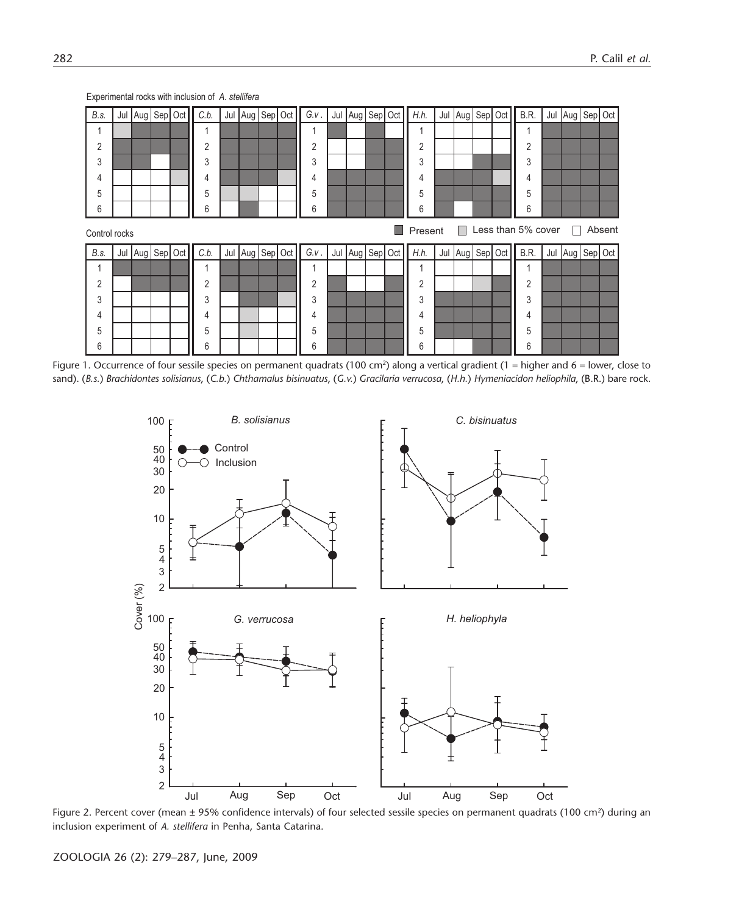Figure 1. Occurrence of four sessile species on permanent quadrats (100 cm²) along a vertical gradient (1 = higher and 6 = lower, close to sand). (*B.s.*) *Brachidontes solisianus*, (*C.b.*) *Chthamalus bisinuatus*, (*G.v.*) *Gracilaria verrucosa*, (*H.h.*) *Hymeniacidon heliophila*, (B.R.) bare rock.

Figure 2. Percent cover (mean ± 95% confidence intervals) of four selected sessile species on permanent quadrats (100 cm²) during an inclusion experiment of *A. stellifera* in Penha, Santa Catarina.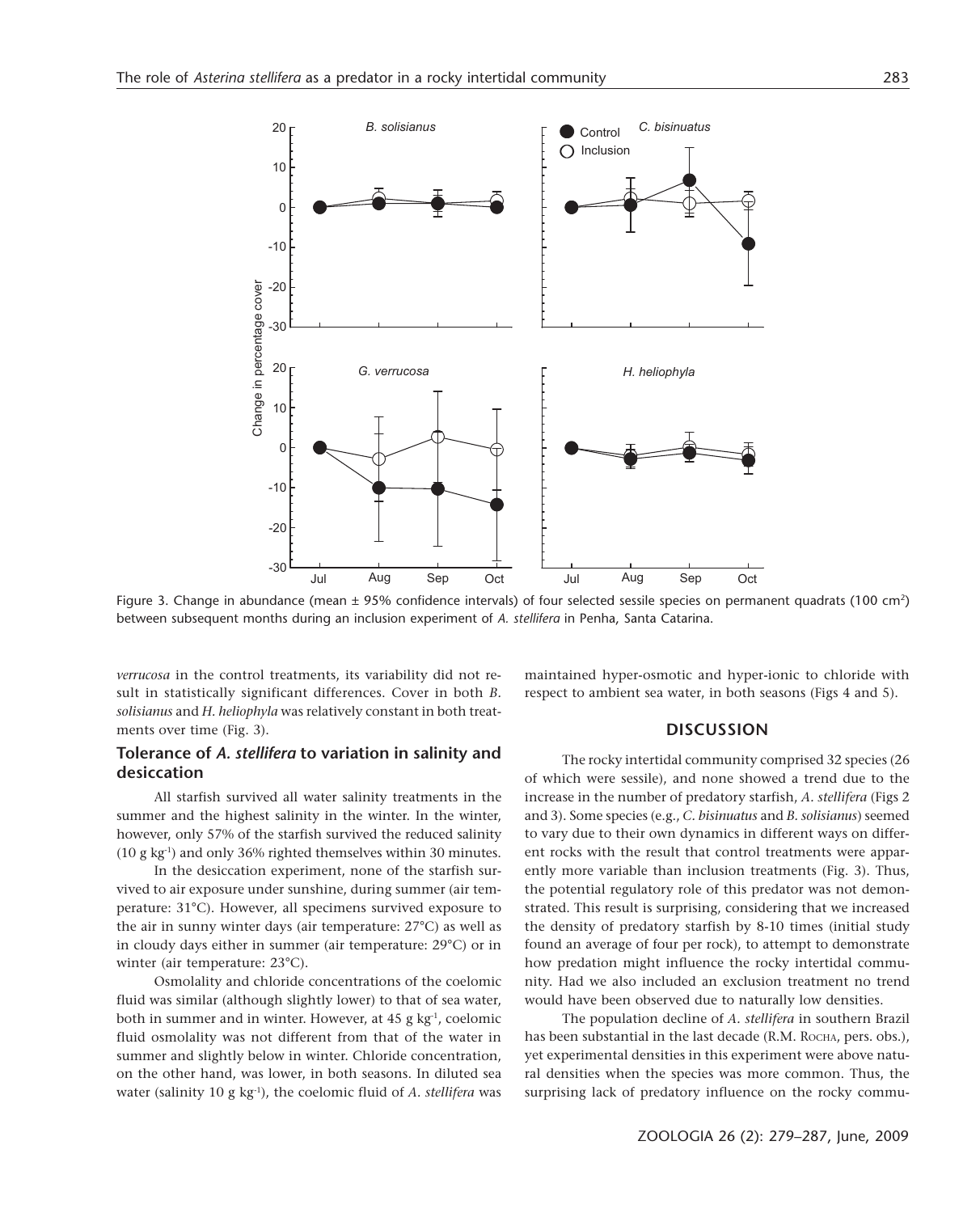Figure 3. Change in abundance (mean ± 95% confidence intervals) of four selected sessile species on permanent quadrats (100 $cm^2$) between subsequent months during an inclusion experiment of *A. stellifera* in Penha, Santa Catarina.

*verrucosa* in the control treatments, its variability did not result in statistically significant differences. Cover in both *B. solisianus* and *H. heliophyla* was relatively constant in both treatments over time (Fig. 3).

### Tolerance of *A. stellifera* to variation in salinity and desiccation

All starfish survived all water salinity treatments in the summer and the highest salinity in the winter. In the winter, however, only 57% of the starfish survived the reduced salinity (10 g $kg^{-1}$) and only 36% righted themselves within 30 minutes.

In the desiccation experiment, none of the starfish survived to air exposure under sunshine, during summer (air temperature: 31°C). However, all specimens survived exposure to the air in sunny winter days (air temperature: 27°C) as well as in cloudy days either in summer (air temperature: 29°C) or in winter (air temperature: 23°C).

Osmolality and chloride concentrations of the coelomic fluid was similar (although slightly lower) to that of sea water, both in summer and in winter. However, at 45 g $kg^{-1}$, coelomic fluid osmolality was not different from that of the water in summer and slightly below in winter. Chloride concentration, on the other hand, was lower, in both seasons. In diluted sea water (salinity 10 g $kg^{-1}$), the coelomic fluid of *A. stellifera* was maintained hyper-osmotic and hyper-ionic to chloride with respect to ambient sea water, in both seasons (Figs 4 and 5).

## DISCUSSION

The rocky intertidal community comprised 32 species (26 of which were sessile), and none showed a trend due to the increase in the number of predatory starfish, *A. stellifera* (Figs 2 and 3). Some species (e.g., *C. bisinuatus* and *B. solisianus*) seemed to vary due to their own dynamics in different ways on different rocks with the result that control treatments were apparently more variable than inclusion treatments (Fig. 3). Thus, the potential regulatory role of this predator was not demonstrated. This result is surprising, considering that we increased the density of predatory starfish by 8-10 times (initial study found an average of four per rock), to attempt to demonstrate how predation might influence the rocky intertidal community. Had we also included an exclusion treatment no trend would have been observed due to naturally low densities.

The population decline of *A. stellifera* in southern Brazil has been substantial in the last decade (R.M. ROCHA, pers. obs.), yet experimental densities in this experiment were above natural densities when the species was more common. Thus, the surprising lack of predatory influence on the rocky commu-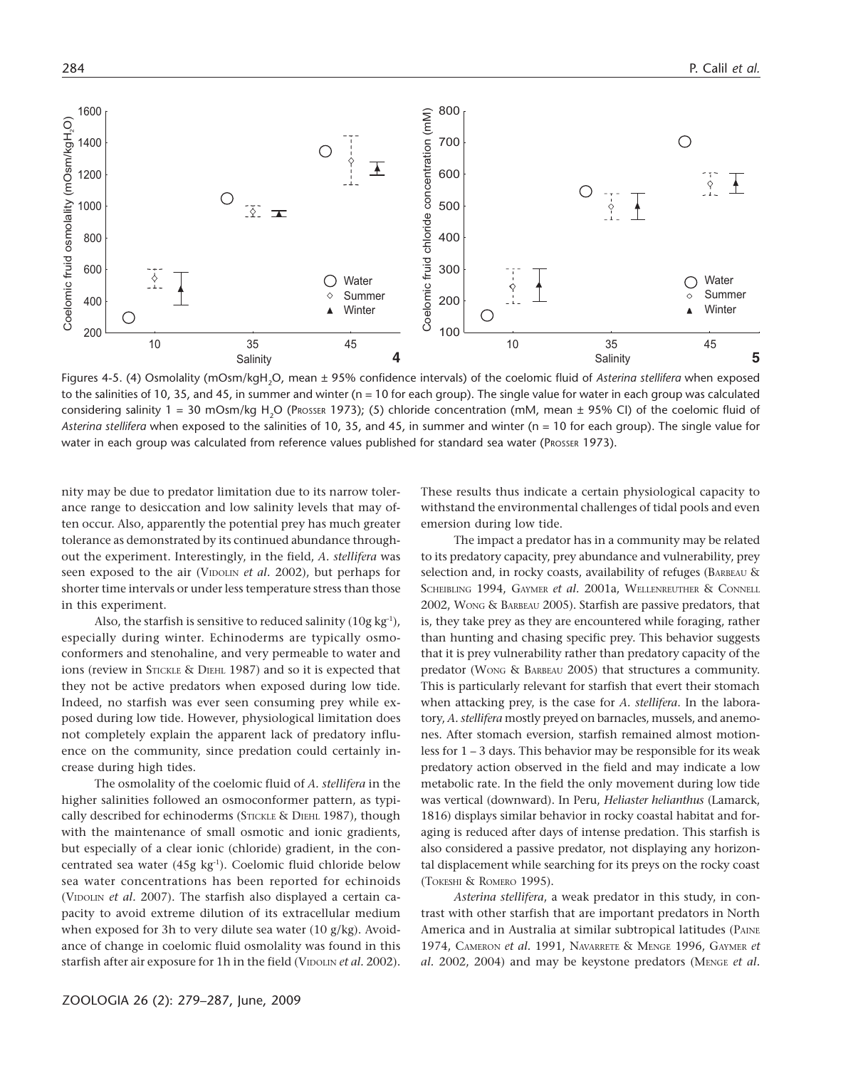Figures 4-5. (4) Osmolality (mOsm/kg$H_2O$, mean ± 95% confidence intervals) of the coelomic fluid of *Asterina stellifera* when exposed to the salinities of 10, 35, and 45, in summer and winter (n = 10 for each group). The single value for water in each group was calculated considering salinity 1 = 30 mOsm/kg $H_2O$ (PROSSER 1973); (5) chloride concentration (mM, mean ± 95% CI) of the coelomic fluid of *Asterina stellifera* when exposed to the salinities of 10, 35, and 45, in summer and winter (n = 10 for each group). The single value for water in each group was calculated from reference values published for standard sea water (PROSSER 1973).

nity may be due to predator limitation due to its narrow tolerance range to desiccation and low salinity levels that may often occur. Also, apparently the potential prey has much greater tolerance as demonstrated by its continued abundance throughout the experiment. Interestingly, in the field, *A. stellifera* was seen exposed to the air (VIDOLIN *et al.* 2002), but perhaps for shorter time intervals or under less temperature stress than those in this experiment.

Also, the starfish is sensitive to reduced salinity (10g $kg^{-1}$), especially during winter. Echinoderms are typically osmoconformers and stenohaline, and very permeable to water and ions (review in STICKLE & DIEHL 1987) and so it is expected that they not be active predators when exposed during low tide. Indeed, no starfish was ever seen consuming prey while exposed during low tide. However, physiological limitation does not completely explain the apparent lack of predatory influence on the community, since predation could certainly increase during high tides.

The osmolality of the coelomic fluid of *A. stellifera* in the higher salinities followed an osmoconformer pattern, as typically described for echinoderms (STICKLE & DIEHL 1987), though with the maintenance of small osmotic and ionic gradients, but especially of a clear ionic (chloride) gradient, in the concentrated sea water (45g $kg^{-1}$). Coelomic fluid chloride below sea water concentrations has been reported for echinoids (VIDOLIN *et al.* 2007). The starfish also displayed a certain capacity to avoid extreme dilution of its extracellular medium when exposed for 3h to very dilute sea water (10 g/kg). Avoidance of change in coelomic fluid osmolality was found in this starfish after air exposure for 1h in the field (VIDOLIN *et al.* 2002). These results thus indicate a certain physiological capacity to withstand the environmental challenges of tidal pools and even emersion during low tide.

The impact a predator has in a community may be related to its predatory capacity, prey abundance and vulnerability, prey selection and, in rocky coasts, availability of refuges (BARBEAU & SCHEIBLING 1994, GAYMER *et al.* 2001a, WELLENREUTHER & CONNELL 2002, WONG & BARBEAU 2005). Starfish are passive predators, that is, they take prey as they are encountered while foraging, rather than hunting and chasing specific prey. This behavior suggests that it is prey vulnerability rather than predatory capacity of the predator (WONG & BARBEAU 2005) that structures a community. This is particularly relevant for starfish that evert their stomach when attacking prey, is the case for *A. stellifera*. In the laboratory, *A. stellifera* mostly preyed on barnacles, mussels, and anemones. After stomach eversion, starfish remained almost motionless for 1 – 3 days. This behavior may be responsible for its weak predatory action observed in the field and may indicate a low metabolic rate. In the field the only movement during low tide was vertical (downward). In Peru, *Heliaster helianthus* (Lamarck, 1816) displays similar behavior in rocky coastal habitat and foraging is reduced after days of intense predation. This starfish is also considered a passive predator, not displaying any horizontal displacement while searching for its preys on the rocky coast (TOKESHI & ROMERO 1995).

*Asterina stellifera*, a weak predator in this study, in contrast with other starfish that are important predators in North America and in Australia at similar subtropical latitudes (PAINE 1974, CAMERON *et al.* 1991, NAVARRETE & MENGE 1996, GAYMER *et al.* 2002, 2004) and may be keystone predators (MENGE *et al.*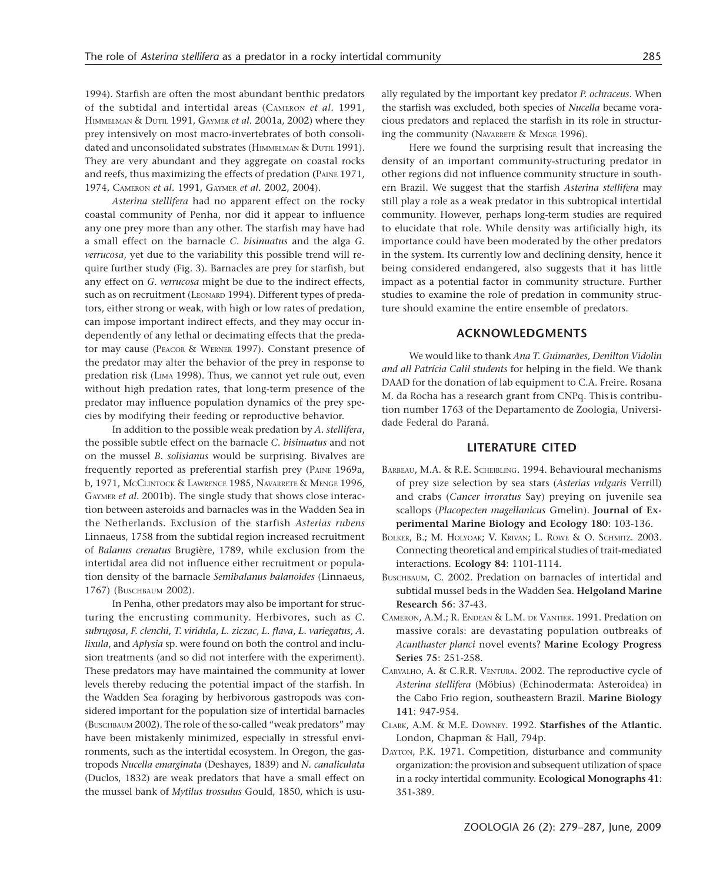1994). Starfish are often the most abundant benthic predators of the subtidal and intertidal areas (CAMERON *et al*. 1991, HIMMELMAN & DUTIL 1991, GAYMER *et al.* 2001a, 2002) where they prey intensively on most macro-invertebrates of both consolidated and unconsolidated substrates (HIMMELMAN & DUTIL 1991). They are very abundant and they aggregate on coastal rocks and reefs, thus maximizing the effects of predation (PAINE 1971, 1974, CAMERON *et al*. 1991, GAYMER *et al*. 2002, 2004).

*Asterina stellifera* had no apparent effect on the rocky coastal community of Penha, nor did it appear to influence any one prey more than any other. The starfish may have had a small effect on the barnacle *C. bisinuatus* and the alga *G. verrucosa*, yet due to the variability this possible trend will require further study (Fig. 3). Barnacles are prey for starfish, but any effect on *G. verrucosa* might be due to the indirect effects, such as on recruitment (LEONARD 1994). Different types of predators, either strong or weak, with high or low rates of predation, can impose important indirect effects, and they may occur independently of any lethal or decimating effects that the predator may cause (PEACOR & WERNER 1997). Constant presence of the predator may alter the behavior of the prey in response to predation risk (LIMA 1998). Thus, we cannot yet rule out, even without high predation rates, that long-term presence of the predator may influence population dynamics of the prey species by modifying their feeding or reproductive behavior.

In addition to the possible weak predation by *A. stellifera*, the possible subtle effect on the barnacle *C. bisinuatus* and not on the mussel *B. solisianus* would be surprising. Bivalves are frequently reported as preferential starfish prey (PAINE 1969a, b, 1971, MCCLINTOCK & LAWRENCE 1985, NAVARRETE & MENGE 1996, GAYMER *et al*. 2001b). The single study that shows close interaction between asteroids and barnacles was in the Wadden Sea in the Netherlands. Exclusion of the starfish *Asterias rubens* Linnaeus, 1758 from the subtidal region increased recruitment of *Balanus crenatus* Brugière, 1789, while exclusion from the intertidal area did not influence either recruitment or population density of the barnacle *Semibalanus balanoides* (Linnaeus, 1767) (BUSCHBAUM 2002).

In Penha, other predators may also be important for structuring the encrusting community. Herbivores, such as *C. subrugosa*, *F. clenchi*, *T. viridula*, *L. ziczac*, *L. flava*, *L. variegatus*, *A. lixula*, and *Aplysia* sp. were found on both the control and inclusion treatments (and so did not interfere with the experiment). These predators may have maintained the community at lower levels thereby reducing the potential impact of the starfish. In the Wadden Sea foraging by herbivorous gastropods was considered important for the population size of intertidal barnacles (BUSCHBAUM 2002). The role of the so-called "weak predators" may have been mistakenly minimized, especially in stressful environments, such as the intertidal ecosystem. In Oregon, the gastropods *Nucella emarginata* (Deshayes, 1839) and *N. canaliculata* (Duclos, 1832) are weak predators that have a small effect on the mussel bank of *Mytilus trossulus* Gould, 1850, which is usually regulated by the important key predator *P. ochraceus*. When the starfish was excluded, both species of *Nucella* became voracious predators and replaced the starfish in its role in structuring the community (NAVARRETE & MENGE 1996).

Here we found the surprising result that increasing the density of an important community-structuring predator in other regions did not influence community structure in southern Brazil. We suggest that the starfish *Asterina stellifera* may still play a role as a weak predator in this subtropical intertidal community. However, perhaps long-term studies are required to elucidate that role. While density was artificially high, its importance could have been moderated by the other predators in the system. Its currently low and declining density, hence it being considered endangered, also suggests that it has little impact as a potential factor in community structure. Further studies to examine the role of predation in community structure should examine the entire ensemble of predators.

## ACKNOWLEDGMENTS

We would like to thank *Ana T. Guimarães, Denilton Vidolin and all Patrícia Calil students* for helping in the field. We thank DAAD for the donation of lab equipment to C.A. Freire. Rosana M. da Rocha has a research grant from CNPq. This is contribution number 1763 of the Departamento de Zoologia, Universidade Federal do Paraná.

## LITERATURE CITED

BARBEAU, M.A. & R.E. SCHEIBLING. 1994. Behavioural mechanisms of prey size selection by sea stars (*Asterias vulgaris* Verrill) and crabs (*Cancer irroratus* Say) preying on juvenile sea scallops (*Placopecten magellanicus* Gmelin). **Journal of Experimental Marine Biology and Ecology 180**: 103-136.

BOLKER, B.; M. HOLYOAK; V. KRIVAN; L. ROWE & O. SCHMITZ. 2003. Connecting theoretical and empirical studies of trait-mediated interactions. **Ecology 84**: 1101-1114.

BUSCHBAUM, C. 2002. Predation on barnacles of intertidal and subtidal mussel beds in the Wadden Sea. **Helgoland Marine Research 56**: 37-43.

CAMERON, A.M.; R. ENDEAN & L.M. DE VANTIER. 1991. Predation on massive corals: are devastating population outbreaks of *Acanthaster planci* novel events? **Marine Ecology Progress Series 75**: 251-258.

CARVALHO, A. & C.R.R. VENTURA. 2002. The reproductive cycle of *Asterina stellifera* (Möbius) (Echinodermata: Asteroidea) in the Cabo Frio region, southeastern Brazil. **Marine Biology 141**: 947-954.

CLARK, A.M. & M.E. DOWNEY. 1992. **Starfishes of the Atlantic.** London, Chapman & Hall, 794p.

DAYTON, P.K. 1971. Competition, disturbance and community organization: the provision and subsequent utilization of space in a rocky intertidal community. **Ecological Monographs 41**: 351-389.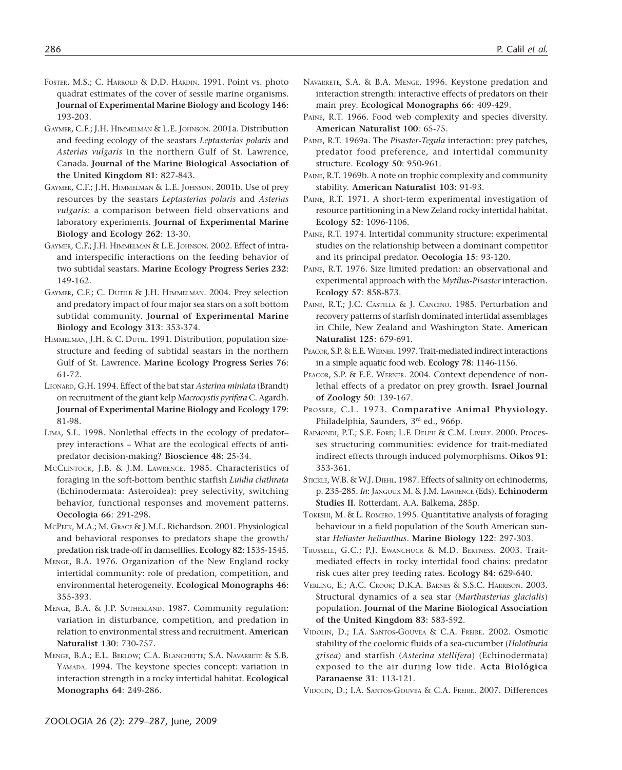Foster, M.S.; C. Harrold & D.D. Hardin. 1991. Point vs. photo quadrat estimates of the cover of sessile marine organisms. **Journal of Experimental Marine Biology and Ecology 146**: 193-203.

Gaymer, C.F.; J.H. Himmelman & L.E. Johnson. 2001a. Distribution and feeding ecology of the seastars *Leptasterias polaris* and *Asterias vulgaris* in the northern Gulf of St. Lawrence, Canada. **Journal of the Marine Biological Association of the United Kingdom 81**: 827-843.

Gaymer, C.F.; J.H. Himmelman & L.E. Johnson. 2001b. Use of prey resources by the seastars *Leptasterias polaris* and *Asterias vulgaris*: a comparison between field observations and laboratory experiments. **Journal of Experimental Marine Biology and Ecology 262**: 13-30.

Gaymer, C.F.; J.H. Himmelman & L.E. Johnson. 2002. Effect of intra- and interspecific interactions on the feeding behavior of two subtidal seastars. **Marine Ecology Progress Series 232**: 149-162.

Gaymer, C.F.; C. Dutilb & J.H. Himmelman. 2004. Prey selection and predatory impact of four major sea stars on a soft bottom subtidal community. **Journal of Experimental Marine Biology and Ecology 313**: 353-374.

Himmelman, J.H. & C. Dutil. 1991. Distribution, population size-structure and feeding of subtidal seastars in the northern Gulf of St. Lawrence. **Marine Ecology Progress Series 76**: 61-72.

Leonard, G.H. 1994. Effect of the bat star *Asterina miniata* (Brandt) on recruitment of the giant kelp *Macrocystis pyrifera* C. Agardh. **Journal of Experimental Marine Biology and Ecology 179**: 81-98.

Lima, S.L. 1998. Nonlethal effects in the ecology of predator–prey interactions – What are the ecological effects of anti-predator decision-making? **Bioscience 48**: 25-34.

McClintock, J.B. & J.M. Lawrence. 1985. Characteristics of foraging in the soft-bottom benthic starfish *Luidia clathrata* (Echinodermata: Asteroidea): prey selectivity, switching behavior, functional responses and movement patterns. **Oecologia 66**: 291-298.

McPeek, M.A.; M. Grace & J.M.L. Richardson. 2001. Physiological and behavioral responses to predators shape the growth/predation risk trade-off in damselflies. **Ecology 82**: 1535-1545.

Menge, B.A. 1976. Organization of the New England rocky intertidal community: role of predation, competition, and environmental heterogeneity. **Ecological Monographs 46**: 355-393.

Menge, B.A. & J.P. Sutherland. 1987. Community regulation: variation in disturbance, competition, and predation in relation to environmental stress and recruitment. **American Naturalist 130**: 730-757.

Menge, B.A.; E.L. Berlow; C.A. Blanchette; S.A. Navarrete & S.B. Yamada. 1994. The keystone species concept: variation in interaction strength in a rocky intertidal habitat. **Ecological Monographs 64**: 249-286.

Navarrete, S.A. & B.A. Menge. 1996. Keystone predation and interaction strength: interactive effects of predators on their main prey. **Ecological Monographs 66**: 409-429.

Paine, R.T. 1966. Food web complexity and species diversity. **American Naturalist 100**: 65-75.

Paine, R.T. 1969a. The *Pisaster-Tegula* interaction: prey patches, predator food preference, and intertidal community structure. **Ecology 50**: 950-961.

Paine, R.T. 1969b. A note on trophic complexity and community stability. **American Naturalist 103**: 91-93.

Paine, R.T. 1971. A short-term experimental investigation of resource partitioning in a New Zeland rocky intertidal habitat. **Ecology 52**: 1096-1106.

Paine, R.T. 1974. Intertidal community structure: experimental studies on the relationship between a dominant competitor and its principal predator. **Oecologia 15**: 93-120.

Paine, R.T. 1976. Size limited predation: an observational and experimental approach with the *Mytilus-Pisaster* interaction. **Ecology 57**: 858-873.

Paine, R.T.; J.C. Castilla & J. Cancino. 1985. Perturbation and recovery patterns of starfish dominated intertidal assemblages in Chile, New Zealand and Washington State. **American Naturalist 125**: 679-691.

Peacor, S.P. & E.E. Werner. 1997. Trait-mediated indirect interactions in a simple aquatic food web. **Ecology 78**: 1146-1156.

Peacor, S.P. & E.E. Werner. 2004. Context dependence of non-lethal effects of a predator on prey growth. **Israel Journal of Zoology 50**: 139-167.

Prosser, C.L. 1973. **Comparative Animal Physiology.** Philadelphia, Saunders, 3rd ed., 966p.

Raimondi, P.T.; S.E. Ford; L.F. Delph & C.M. Lively. 2000. Processes structuring communities: evidence for trait-mediated indirect effects through induced polymorphisms. **Oikos 91**: 353-361.

Stickle, W.B. & W.J. Diehl. 1987. Effects of salinity on echinoderms, p. 235-285. *In*: Jangoux M. & J.M. Lawrence (Eds). **Echinoderm Studies II.** Rotterdam, A.A. Balkema, 285p.

Tokeshi, M. & L. Romero. 1995. Quantitative analysis of foraging behaviour in a field population of the South American sun-star *Heliaster helianthus*. **Marine Biology 122**: 297-303.

Trussell, G.C.; P.J. Ewanchuck & M.D. Bertness. 2003. Trait-mediated effects in rocky intertidal food chains: predator risk cues alter prey feeding rates. **Ecology 84**: 629-640.

Verling, E.; A.C. Crook; D.K.A. Barnes & S.S.C. Harrison. 2003. Structural dynamics of a sea star (*Marthasterias glacialis*) population. **Journal of the Marine Biological Association of the United Kingdom 83**: 583-592.

Vidolin, D.; I.A. Santos-Gouvea & C.A. Freire. 2002. Osmotic stability of the coelomic fluids of a sea-cucumber (*Holothuria grisea*) and starfish (*Asterina stellifera*) (Echinodermata) exposed to the air during low tide. **Acta Biológica Paranaense 31**: 113-121.

Vidolin, D.; I.A. Santos-Gouvea & C.A. Freire. 2007. Differences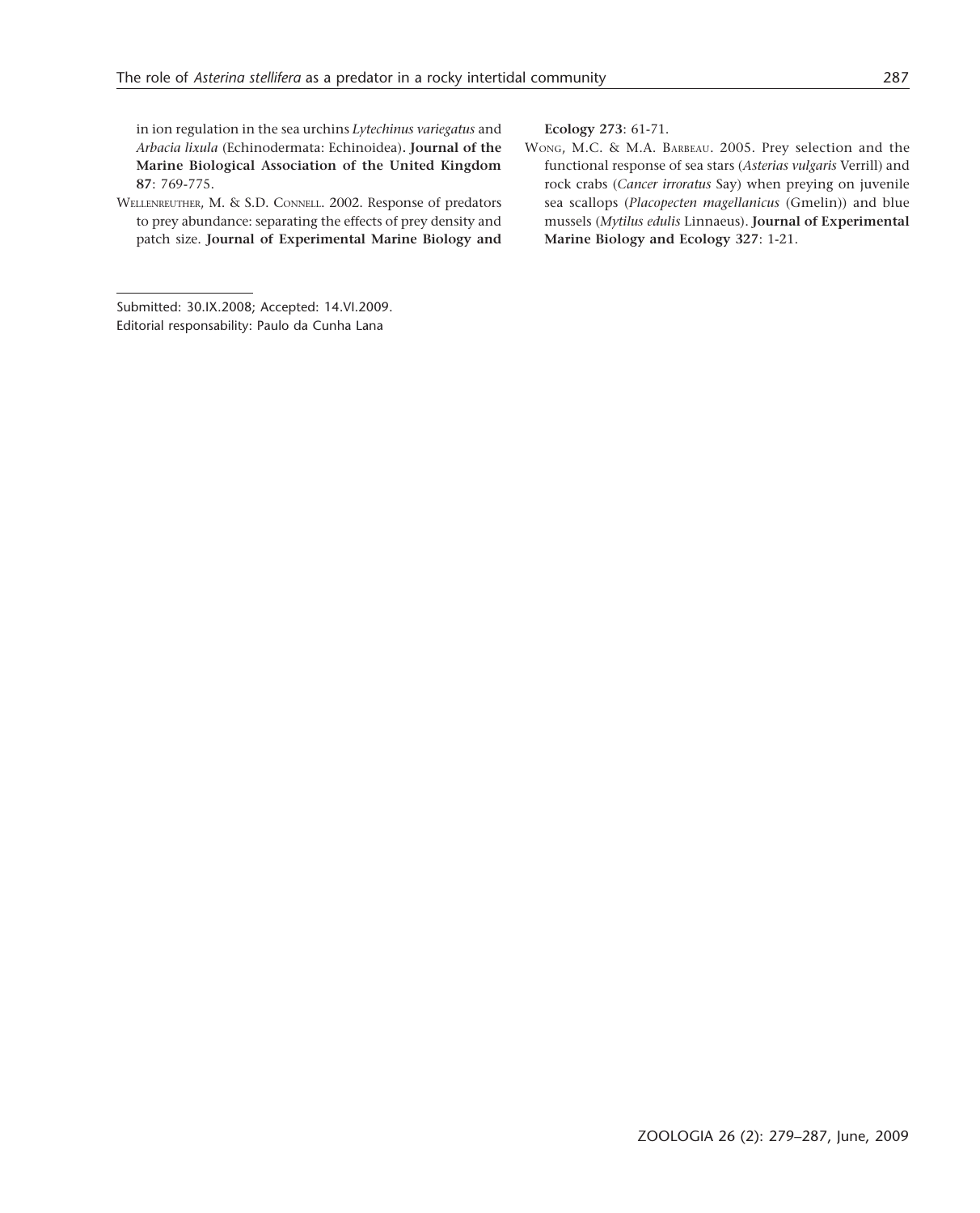in ion regulation in the sea urchins *Lytechinus variegatus* and *Arbacia lixula* (Echinodermata: Echinoidea). **Journal of the Marine Biological Association of the United Kingdom 87**: 769-775.

WELLENREUTHER, M. & S.D. CONNELL. 2002. Response of predators to prey abundance: separating the effects of prey density and patch size. **Journal of Experimental Marine Biology and Ecology 273**: 61-71.

WONG, M.C. & M.A. BARBEAU. 2005. Prey selection and the functional response of sea stars (*Asterias vulgaris* Verrill) and rock crabs (*Cancer irroratus* Say) when preying on juvenile sea scallops (*Placopecten magellanicus* (Gmelin)) and blue mussels (*Mytilus edulis* Linnaeus). **Journal of Experimental Marine Biology and Ecology 327**: 1-21.

---

Submitted: 30.IX.2008; Accepted: 14.VI.2009.
Editorial responsability: Paulo da Cunha Lana